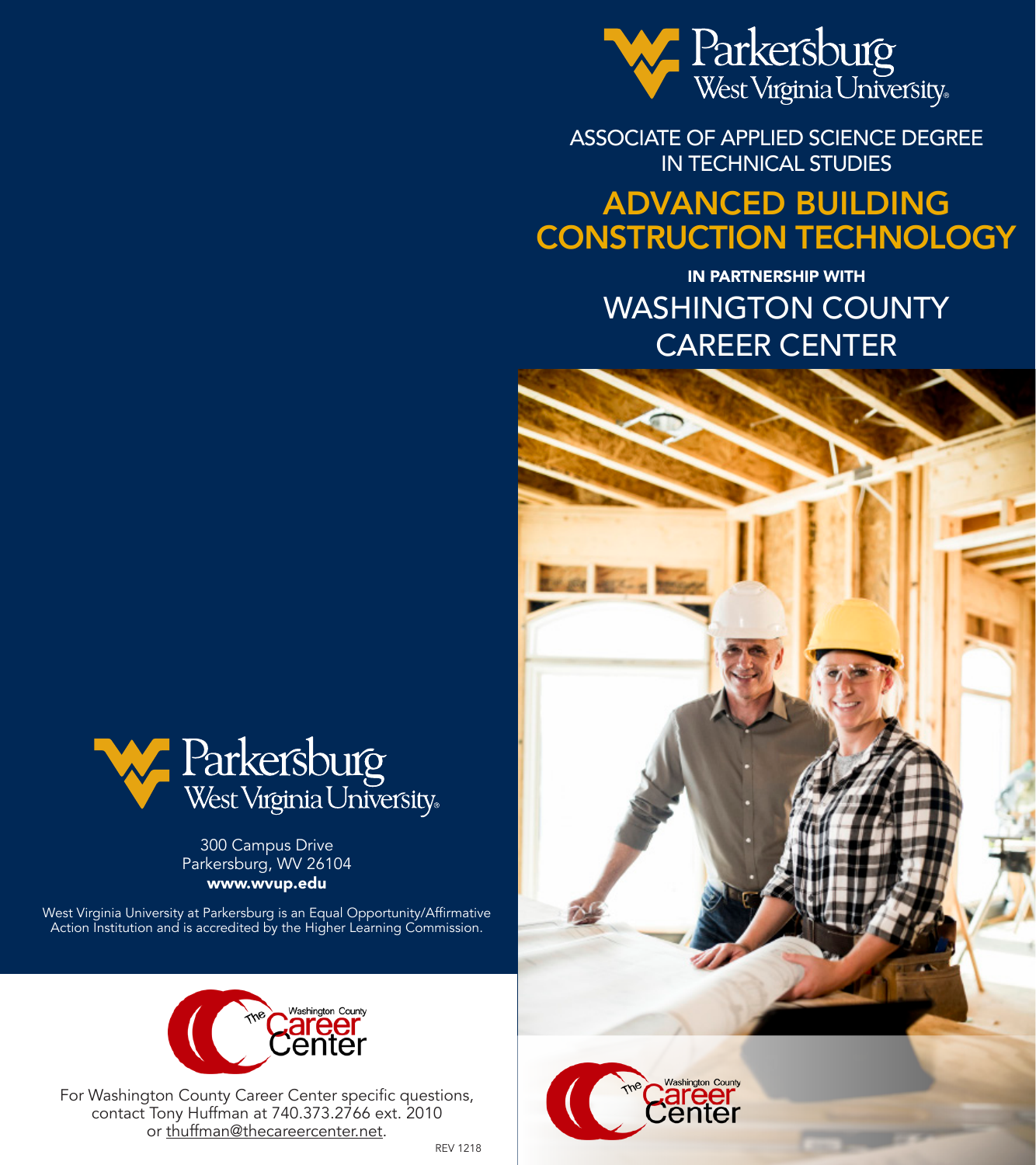# Parkersburg West Virginia University

ASSOCIATE OF APPLIED SCIENCE DEGREE IN TECHNICAL STUDIES

## ADVANCED BUILDING CONSTRUCTION TECHNOLOGY

**IN PARTNERSHIP WITH**

## WASHINGTON COUNTY CAREER CENTER

The Washington County Career Center

Parkersburg West Virginia University

300 Campus Drive
Parkersburg, WV 26104
**www.wvup.edu**

West Virginia University at Parkersburg is an Equal Opportunity/Affirmative Action Institution and is accredited by the Higher Learning Commission.

The Washington County Career Center

For Washington County Career Center specific questions, contact Tony Huffman at 740.373.2766 ext. 2010 or thuffman@thecareercenter.net.

REV 1218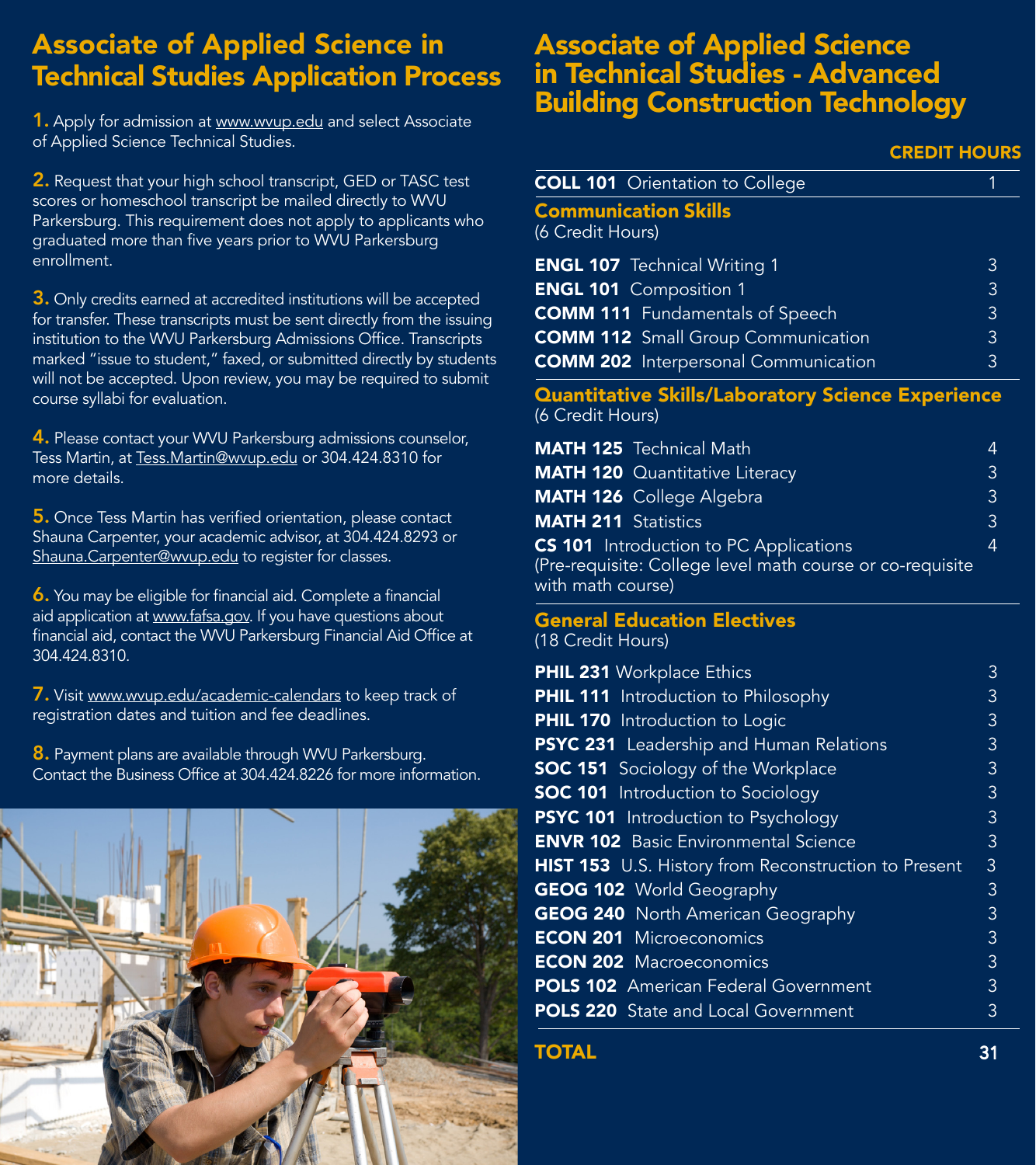## Associate of Applied Science in Technical Studies Application Process

**1.** Apply for admission at www.wvup.edu and select Associate of Applied Science Technical Studies.

**2.** Request that your high school transcript, GED or TASC test scores or homeschool transcript be mailed directly to WVU Parkersburg. This requirement does not apply to applicants who graduated more than five years prior to WVU Parkersburg enrollment.

**3.** Only credits earned at accredited institutions will be accepted for transfer. These transcripts must be sent directly from the issuing institution to the WVU Parkersburg Admissions Office. Transcripts marked "issue to student," faxed, or submitted directly by students will not be accepted. Upon review, you may be required to submit course syllabi for evaluation.

**4.** Please contact your WVU Parkersburg admissions counselor, Tess Martin, at Tess.Martin@wvup.edu or 304.424.8310 for more details.

**5.** Once Tess Martin has verified orientation, please contact Shauna Carpenter, your academic advisor, at 304.424.8293 or Shauna.Carpenter@wvup.edu to register for classes.

**6.** You may be eligible for financial aid. Complete a financial aid application at www.fafsa.gov. If you have questions about financial aid, contact the WVU Parkersburg Financial Aid Office at 304.424.8310.

**7.** Visit www.wvup.edu/academic-calendars to keep track of registration dates and tuition and fee deadlines.

**8.** Payment plans are available through WVU Parkersburg. Contact the Business Office at 304.424.8226 for more information.

## Associate of Applied Science in Technical Studies - Advanced Building Construction Technology

| | CREDIT HOURS |
|---|---|
| **COLL 101** Orientation to College | 1 |
| **Communication Skills** (6 Credit Hours) | |
| **ENGL 107** Technical Writing 1 | 3 |
| **ENGL 101** Composition 1 | 3 |
| **COMM 111** Fundamentals of Speech | 3 |
| **COMM 112** Small Group Communication | 3 |
| **COMM 202** Interpersonal Communication | 3 |
| **Quantitative Skills/Laboratory Science Experience** (6 Credit Hours) | |
| **MATH 125** Technical Math | 4 |
| **MATH 120** Quantitative Literacy | 3 |
| **MATH 126** College Algebra | 3 |
| **MATH 211** Statistics | 3 |
| **CS 101** Introduction to PC Applications (Pre-requisite: College level math course or co-requisite with math course) | 4 |
| **General Education Electives** (18 Credit Hours) | |
| **PHIL 231** Workplace Ethics | 3 |
| **PHIL 111** Introduction to Philosophy | 3 |
| **PHIL 170** Introduction to Logic | 3 |
| **PSYC 231** Leadership and Human Relations | 3 |
| **SOC 151** Sociology of the Workplace | 3 |
| **SOC 101** Introduction to Sociology | 3 |
| **PSYC 101** Introduction to Psychology | 3 |
| **ENVR 102** Basic Environmental Science | 3 |
| **HIST 153** U.S. History from Reconstruction to Present | 3 |
| **GEOG 102** World Geography | 3 |
| **GEOG 240** North American Geography | 3 |
| **ECON 201** Microeconomics | 3 |
| **ECON 202** Macroeconomics | 3 |
| **POLS 102** American Federal Government | 3 |
| **POLS 220** State and Local Government | 3 |
| **TOTAL** | **31** |